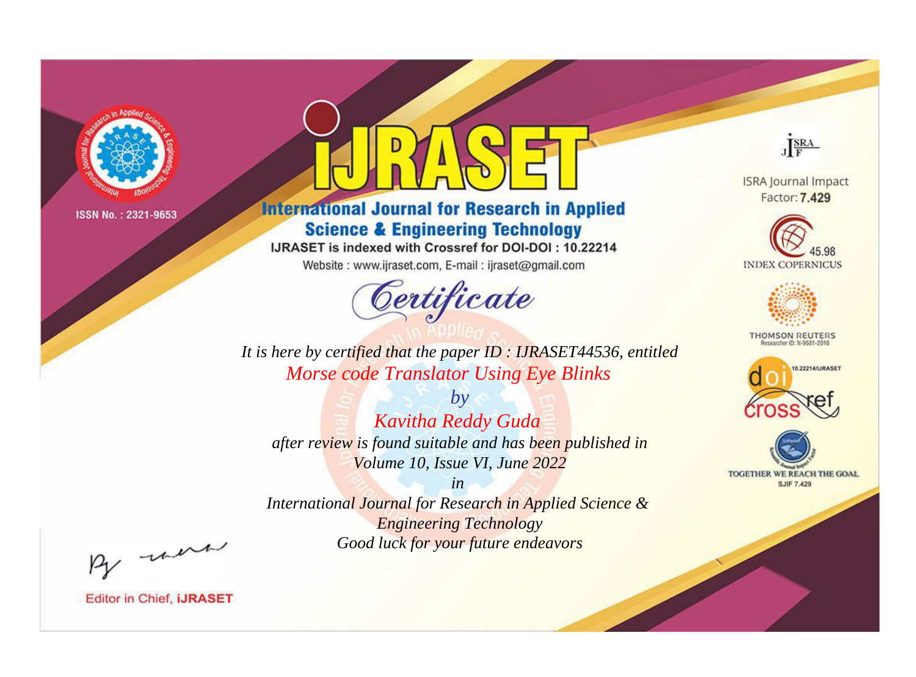ISSN No. : 2321-9653

# IJRASET

## International Journal for Research in Applied Science & Engineering Technology

IJRASET is indexed with Crossref for DOI-DOI : 10.22214

Website : www.ijraset.com, E-mail : ijraset@gmail.com

ISRA Journal Impact Factor: **7.429**

45.98 INDEX COPERNICUS

THOMSON REUTERS Researcher ID: N-9681-2016

10.22214/IJRASET

TOGETHER WE REACH THE GOAL SJIF 7.429

# Certificate

*It is here by certified that the paper ID : IJRASET44536, entitled*

*Morse code Translator Using Eye Blinks*

*by*

*Kavitha Reddy Guda*

*after review is found suitable and has been published in*

*Volume 10, Issue VI, June 2022*

*in*

*International Journal for Research in Applied Science & Engineering Technology*

*Good luck for your future endeavors*

Editor in Chief, **iJRASET**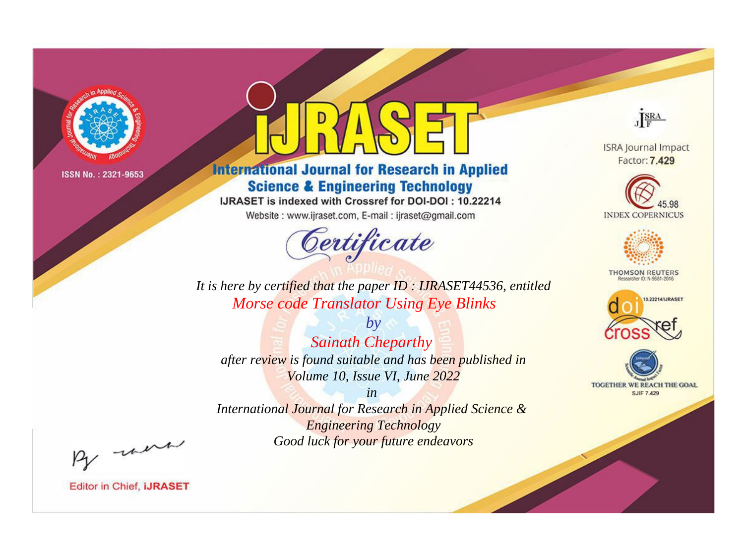ISSN No. : 2321-9653

# iJRASET

## International Journal for Research in Applied Science & Engineering Technology

IJRASET is indexed with Crossref for DOI-DOI : 10.22214

Website : www.ijraset.com, E-mail : ijraset@gmail.com

# Certificate

*It is here by certified that the paper ID : IJRASET44536, entitled*

*Morse code Translator Using Eye Blinks*

*by*

*Sainath Cheparthy*

*after review is found suitable and has been published in*

*Volume 10, Issue VI, June 2022*

*in*

*International Journal for Research in Applied Science & Engineering Technology*

*Good luck for your future endeavors*

ISRA Journal Impact Factor: **7.429**

45.98 INDEX COPERNICUS

THOMSON REUTERS Researcher ID: N-9681-2016

10.22214/IJRASET

TOGETHER WE REACH THE GOAL SJIF 7.429

Editor in Chief, **iJRASET**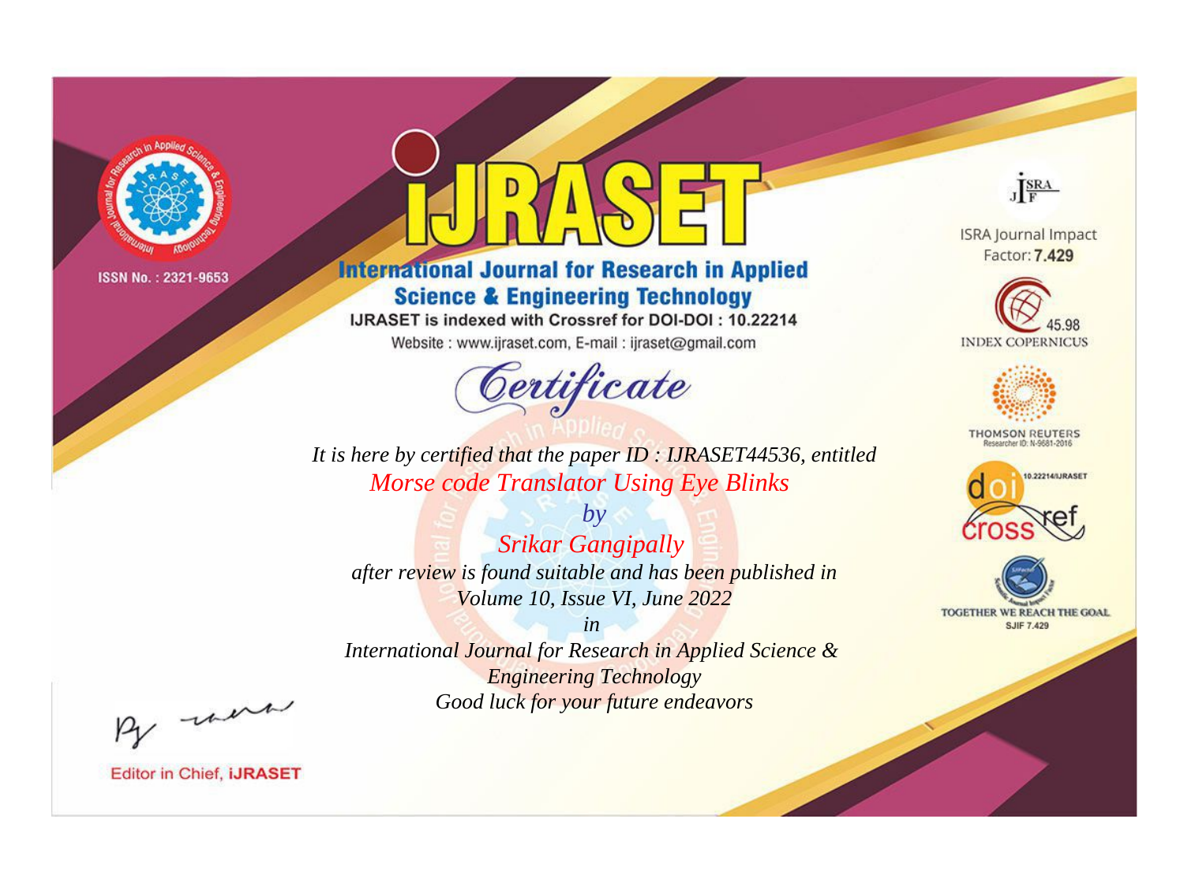ISSN No. : 2321-9653

# iJRASET

## International Journal for Research in Applied Science & Engineering Technology

IJRASET is indexed with Crossref for DOI-DOI : 10.22214

Website : www.ijraset.com, E-mail : ijraset@gmail.com

*Certificate*

*It is here by certified that the paper ID : IJRASET44536, entitled*

*Morse code Translator Using Eye Blinks*

*by*

*Srikar Gangipally*

*after review is found suitable and has been published in*

*Volume 10, Issue VI, June 2022*

*in*

*International Journal for Research in Applied Science & Engineering Technology*

*Good luck for your future endeavors*

ISRA Journal Impact Factor: **7.429**

45.98 INDEX COPERNICUS

THOMSON REUTERS Researcher ID: N-9681-2016

10.22214/IJRASET

TOGETHER WE REACH THE GOAL SJIF 7.429

Editor in Chief, **iJRASET**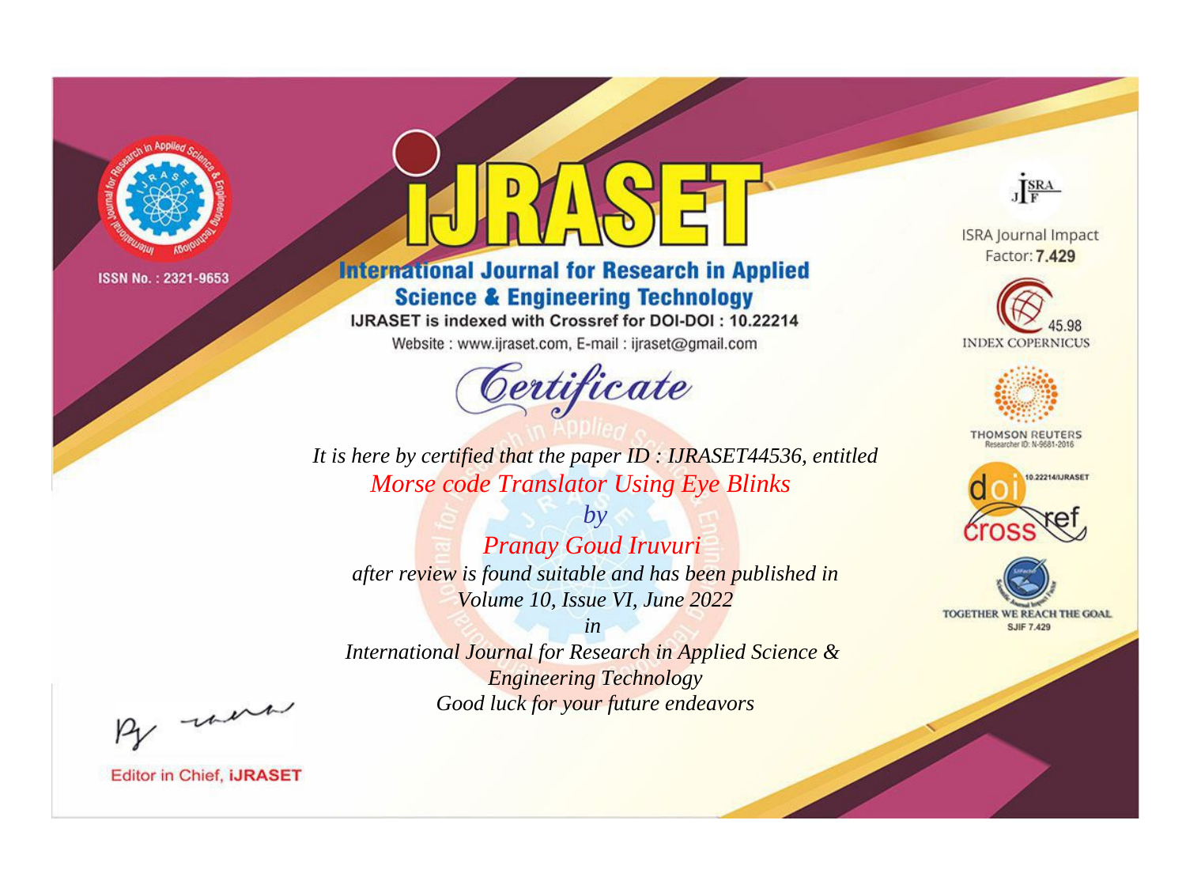ISSN No. : 2321-9653

# IJRASET

## International Journal for Research in Applied Science & Engineering Technology

IJRASET is indexed with Crossref for DOI-DOI : 10.22214

Website : www.ijraset.com, E-mail : ijraset@gmail.com

*Certificate*

*It is here by certified that the paper ID : IJRASET44536, entitled*

*Morse code Translator Using Eye Blinks*

*by*

*Pranay Goud Iruvuri*

*after review is found suitable and has been published in*

*Volume 10, Issue VI, June 2022*

*in*

*International Journal for Research in Applied Science & Engineering Technology*

*Good luck for your future endeavors*

ISRA Journal Impact Factor: **7.429**

45.98 INDEX COPERNICUS

THOMSON REUTERS Researcher ID: N-9681-2016

10.22214/IJRASET

TOGETHER WE REACH THE GOAL SJIF 7.429

Editor in Chief, **iJRASET**